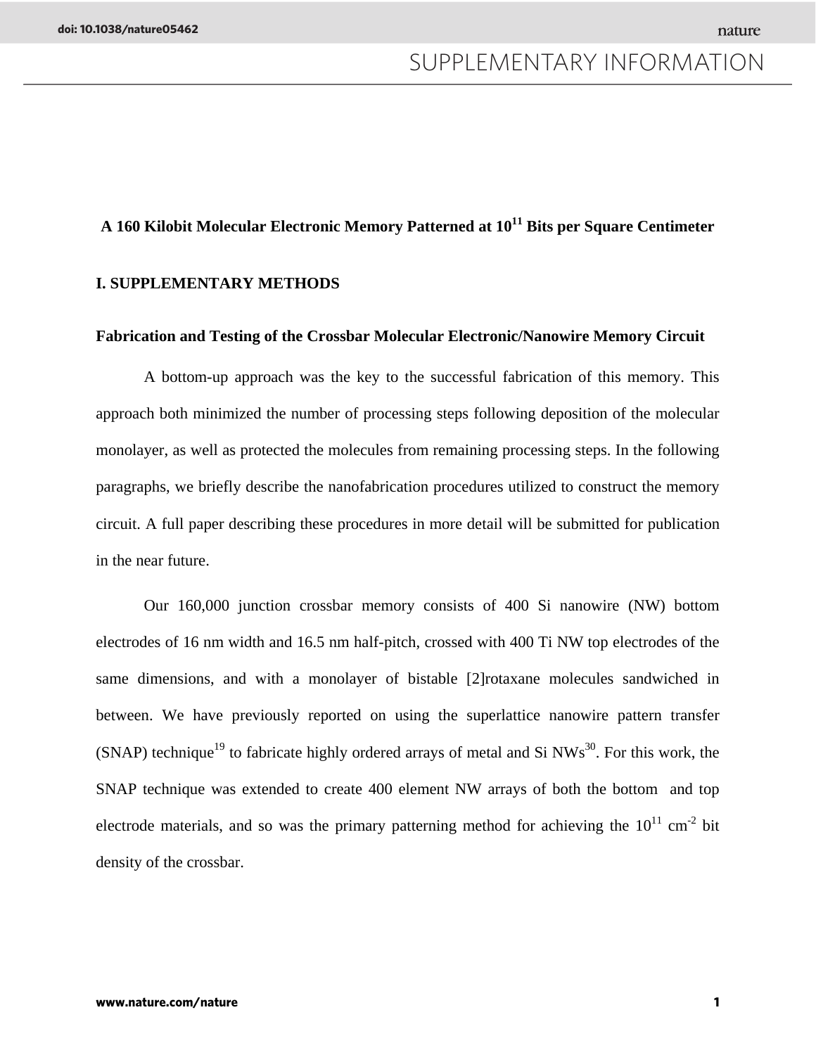# A 160 Kilobit Molecular Electronic Memory Patterned at $10^{11}$ Bits per Square Centimeter

## I. SUPPLEMENTARY METHODS

### Fabrication and Testing of the Crossbar Molecular Electronic/Nanowire Memory Circuit

A bottom-up approach was the key to the successful fabrication of this memory. This approach both minimized the number of processing steps following deposition of the molecular monolayer, as well as protected the molecules from remaining processing steps. In the following paragraphs, we briefly describe the nanofabrication procedures utilized to construct the memory circuit. A full paper describing these procedures in more detail will be submitted for publication in the near future.

Our 160,000 junction crossbar memory consists of 400 Si nanowire (NW) bottom electrodes of 16 nm width and 16.5 nm half-pitch, crossed with 400 Ti NW top electrodes of the same dimensions, and with a monolayer of bistable [2]rotaxane molecules sandwiched in between. We have previously reported on using the superlattice nanowire pattern transfer (SNAP) technique[19] to fabricate highly ordered arrays of metal and Si NWs[30]. For this work, the SNAP technique was extended to create 400 element NW arrays of both the bottom and top electrode materials, and so was the primary patterning method for achieving the $10^{11}$ $cm^{-2}$ bit density of the crossbar.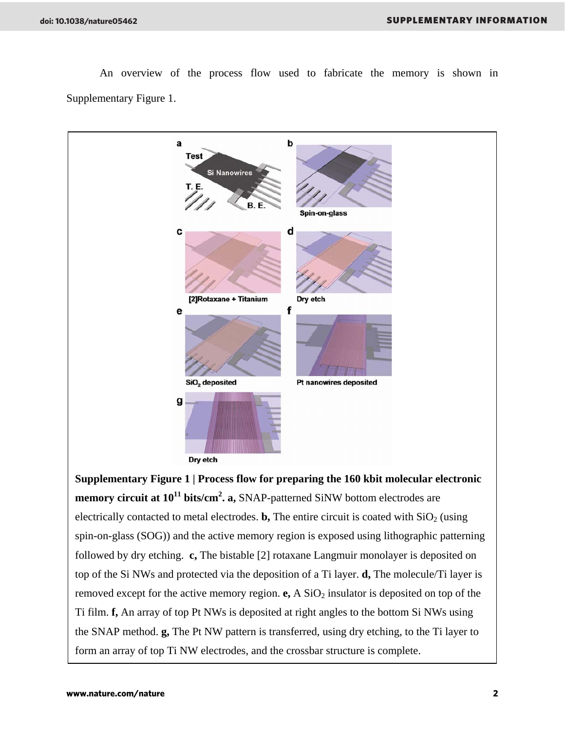An overview of the process flow used to fabricate the memory is shown in Supplementary Figure 1.

**Supplementary Figure 1 | Process flow for preparing the 160 kbit molecular electronic memory circuit at $10^{11}$ bits/cm$^2$. a,** SNAP-patterned SiNW bottom electrodes are electrically contacted to metal electrodes. **b,** The entire circuit is coated with $SiO_2$ (using spin-on-glass (SOG)) and the active memory region is exposed using lithographic patterning followed by dry etching. **c,** The bistable [2] rotaxane Langmuir monolayer is deposited on top of the Si NWs and protected via the deposition of a Ti layer. **d,** The molecule/Ti layer is removed except for the active memory region. **e,** A $SiO_2$ insulator is deposited on top of the Ti film. **f,** An array of top Pt NWs is deposited at right angles to the bottom Si NWs using the SNAP method. **g,** The Pt NW pattern is transferred, using dry etching, to the Ti layer to form an array of top Ti NW electrodes, and the crossbar structure is complete.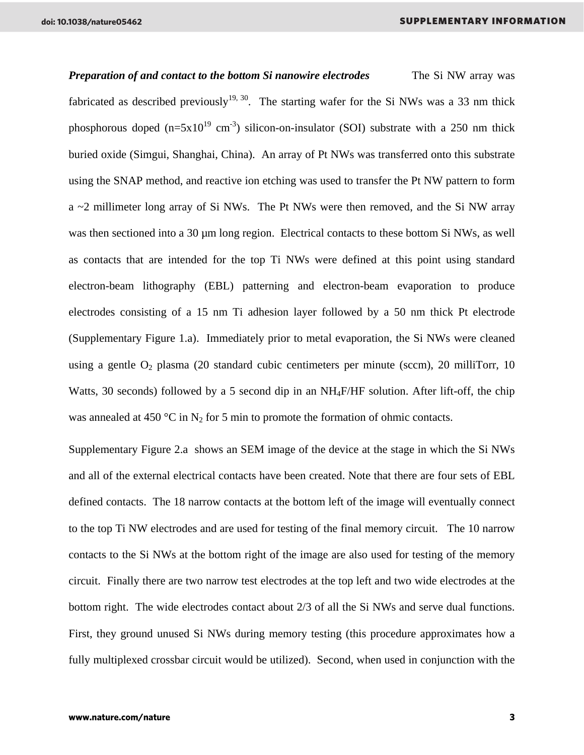***Preparation of and contact to the bottom Si nanowire electrodes*** The Si NW array was fabricated as described previously[19, 30]. The starting wafer for the Si NWs was a 33 nm thick phosphorous doped ($n=5x10^{19}$ $cm^{-3}$) silicon-on-insulator (SOI) substrate with a 250 nm thick buried oxide (Simgui, Shanghai, China). An array of Pt NWs was transferred onto this substrate using the SNAP method, and reactive ion etching was used to transfer the Pt NW pattern to form a ~2 millimeter long array of Si NWs. The Pt NWs were then removed, and the Si NW array was then sectioned into a 30 µm long region. Electrical contacts to these bottom Si NWs, as well as contacts that are intended for the top Ti NWs were defined at this point using standard electron-beam lithography (EBL) patterning and electron-beam evaporation to produce electrodes consisting of a 15 nm Ti adhesion layer followed by a 50 nm thick Pt electrode (Supplementary Figure 1.a). Immediately prior to metal evaporation, the Si NWs were cleaned using a gentle $O_2$ plasma (20 standard cubic centimeters per minute (sccm), 20 milliTorr, 10 Watts, 30 seconds) followed by a 5 second dip in an $NH_4F/HF$ solution. After lift-off, the chip was annealed at 450 °C in $N_2$ for 5 min to promote the formation of ohmic contacts.

Supplementary Figure 2.a shows an SEM image of the device at the stage in which the Si NWs and all of the external electrical contacts have been created. Note that there are four sets of EBL defined contacts. The 18 narrow contacts at the bottom left of the image will eventually connect to the top Ti NW electrodes and are used for testing of the final memory circuit. The 10 narrow contacts to the Si NWs at the bottom right of the image are also used for testing of the memory circuit. Finally there are two narrow test electrodes at the top left and two wide electrodes at the bottom right. The wide electrodes contact about 2/3 of all the Si NWs and serve dual functions. First, they ground unused Si NWs during memory testing (this procedure approximates how a fully multiplexed crossbar circuit would be utilized). Second, when used in conjunction with the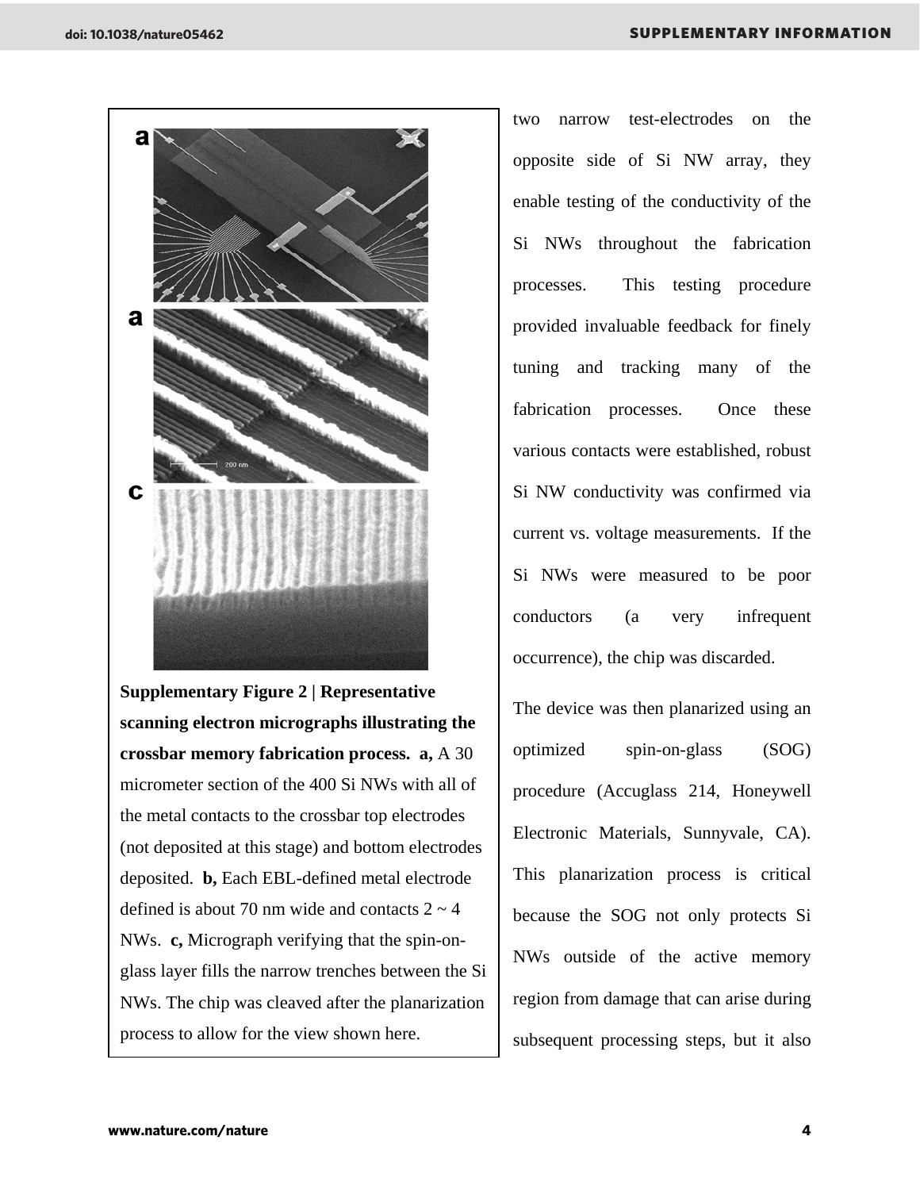**Supplementary Figure 2 | Representative scanning electron micrographs illustrating the crossbar memory fabrication process. a,** A 30 micrometer section of the 400 Si NWs with all of the metal contacts to the crossbar top electrodes (not deposited at this stage) and bottom electrodes deposited. **b,** Each EBL-defined metal electrode defined is about 70 nm wide and contacts 2 ~ 4 NWs. **c,** Micrograph verifying that the spin-on-glass layer fills the narrow trenches between the Si NWs. The chip was cleaved after the planarization process to allow for the view shown here.

two narrow test-electrodes on the opposite side of Si NW array, they enable testing of the conductivity of the Si NWs throughout the fabrication processes. This testing procedure provided invaluable feedback for finely tuning and tracking many of the fabrication processes. Once these various contacts were established, robust Si NW conductivity was confirmed via current vs. voltage measurements. If the Si NWs were measured to be poor conductors (a very infrequent occurrence), the chip was discarded.

The device was then planarized using an optimized spin-on-glass (SOG) procedure (Accuglass 214, Honeywell Electronic Materials, Sunnyvale, CA). This planarization process is critical because the SOG not only protects Si NWs outside of the active memory region from damage that can arise during subsequent processing steps, but it also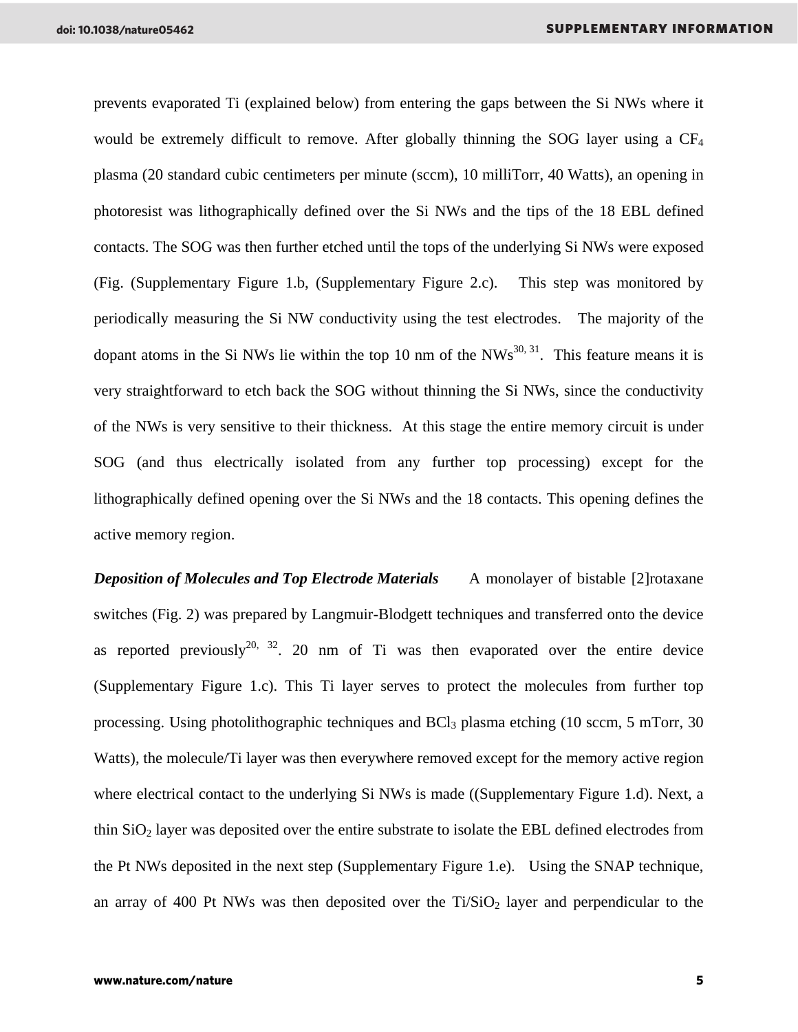prevents evaporated Ti (explained below) from entering the gaps between the Si NWs where it would be extremely difficult to remove. After globally thinning the SOG layer using a $CF_4$ plasma (20 standard cubic centimeters per minute (sccm), 10 milliTorr, 40 Watts), an opening in photoresist was lithographically defined over the Si NWs and the tips of the 18 EBL defined contacts. The SOG was then further etched until the tops of the underlying Si NWs were exposed (Fig. (Supplementary Figure 1.b, (Supplementary Figure 2.c). This step was monitored by periodically measuring the Si NW conductivity using the test electrodes. The majority of the dopant atoms in the Si NWs lie within the top 10 nm of the NWs[30, 31]. This feature means it is very straightforward to etch back the SOG without thinning the Si NWs, since the conductivity of the NWs is very sensitive to their thickness. At this stage the entire memory circuit is under SOG (and thus electrically isolated from any further top processing) except for the lithographically defined opening over the Si NWs and the 18 contacts. This opening defines the active memory region.

***Deposition of Molecules and Top Electrode Materials*** A monolayer of bistable [2]rotaxane switches (Fig. 2) was prepared by Langmuir-Blodgett techniques and transferred onto the device as reported previously[20, 32]. 20 nm of Ti was then evaporated over the entire device (Supplementary Figure 1.c). This Ti layer serves to protect the molecules from further top processing. Using photolithographic techniques and $BCl_3$ plasma etching (10 sccm, 5 mTorr, 30 Watts), the molecule/Ti layer was then everywhere removed except for the memory active region where electrical contact to the underlying Si NWs is made ((Supplementary Figure 1.d). Next, a thin $SiO_2$ layer was deposited over the entire substrate to isolate the EBL defined electrodes from the Pt NWs deposited in the next step (Supplementary Figure 1.e). Using the SNAP technique, an array of 400 Pt NWs was then deposited over the Ti/$SiO_2$ layer and perpendicular to the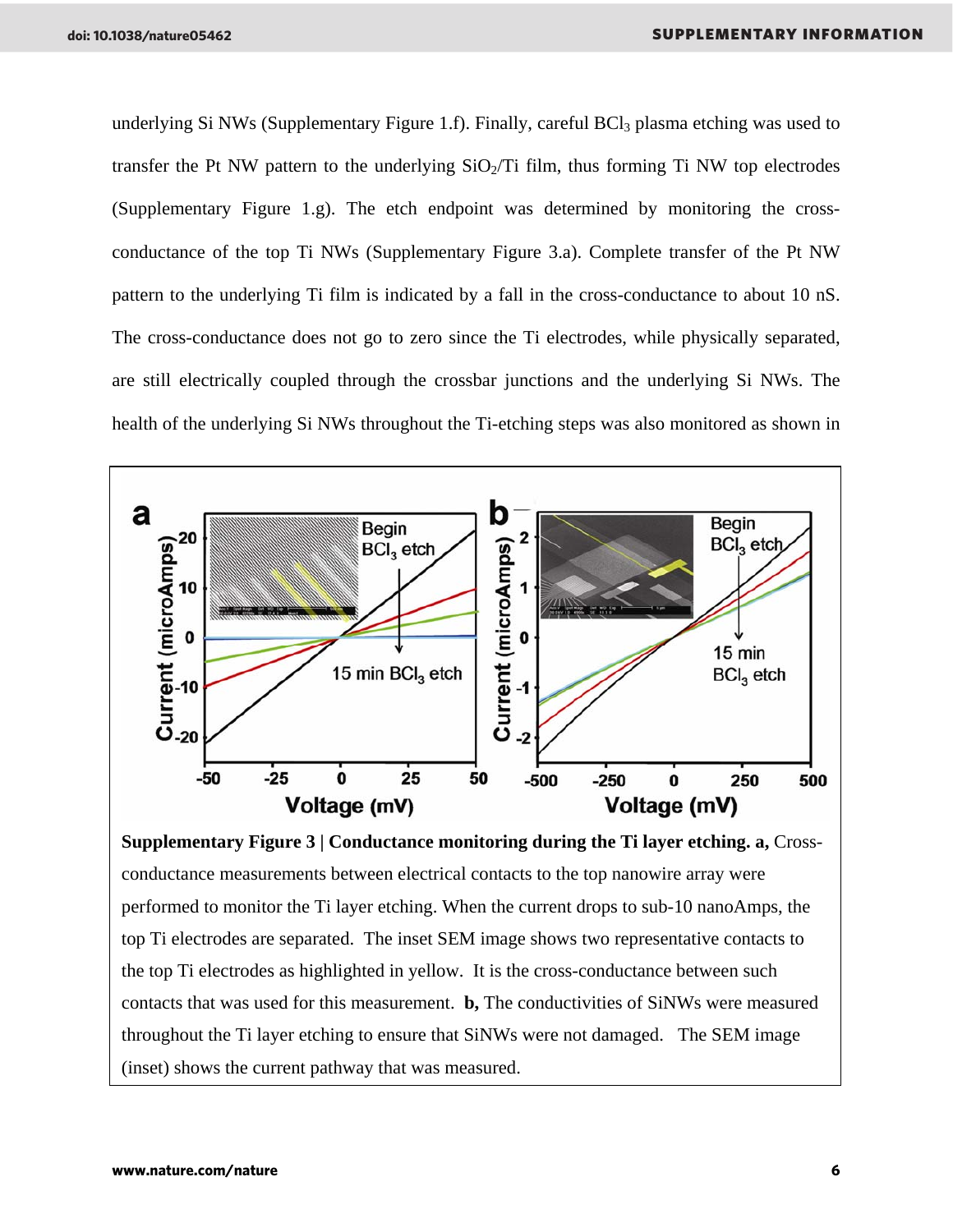underlying Si NWs (Supplementary Figure 1.f). Finally, careful $BCl_3$ plasma etching was used to transfer the Pt NW pattern to the underlying $SiO_2$/Ti film, thus forming Ti NW top electrodes (Supplementary Figure 1.g). The etch endpoint was determined by monitoring the cross-conductance of the top Ti NWs (Supplementary Figure 3.a). Complete transfer of the Pt NW pattern to the underlying Ti film is indicated by a fall in the cross-conductance to about 10 nS. The cross-conductance does not go to zero since the Ti electrodes, while physically separated, are still electrically coupled through the crossbar junctions and the underlying Si NWs. The health of the underlying Si NWs throughout the Ti-etching steps was also monitored as shown in

**Supplementary Figure 3 | Conductance monitoring during the Ti layer etching. a,** Cross-conductance measurements between electrical contacts to the top nanowire array were performed to monitor the Ti layer etching. When the current drops to sub-10 nanoAmps, the top Ti electrodes are separated. The inset SEM image shows two representative contacts to the top Ti electrodes as highlighted in yellow. It is the cross-conductance between such contacts that was used for this measurement. **b,** The conductivities of SiNWs were measured throughout the Ti layer etching to ensure that SiNWs were not damaged. The SEM image (inset) shows the current pathway that was measured.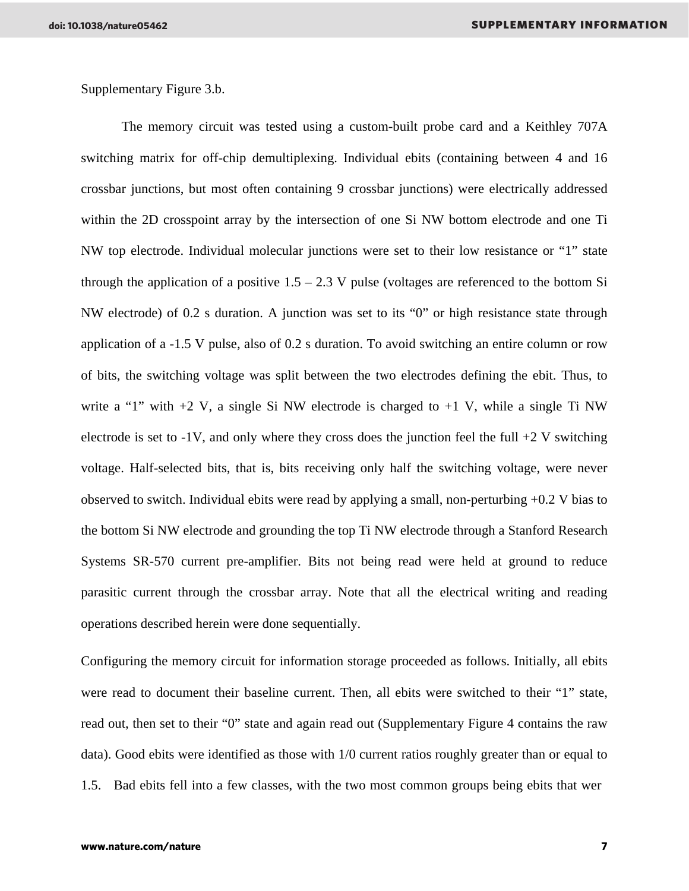Supplementary Figure 3.b.

The memory circuit was tested using a custom-built probe card and a Keithley 707A switching matrix for off-chip demultiplexing. Individual ebits (containing between 4 and 16 crossbar junctions, but most often containing 9 crossbar junctions) were electrically addressed within the 2D crosspoint array by the intersection of one Si NW bottom electrode and one Ti NW top electrode. Individual molecular junctions were set to their low resistance or "1" state through the application of a positive 1.5 – 2.3 V pulse (voltages are referenced to the bottom Si NW electrode) of 0.2 s duration. A junction was set to its "0" or high resistance state through application of a -1.5 V pulse, also of 0.2 s duration. To avoid switching an entire column or row of bits, the switching voltage was split between the two electrodes defining the ebit. Thus, to write a "1" with +2 V, a single Si NW electrode is charged to +1 V, while a single Ti NW electrode is set to -1V, and only where they cross does the junction feel the full +2 V switching voltage. Half-selected bits, that is, bits receiving only half the switching voltage, were never observed to switch. Individual ebits were read by applying a small, non-perturbing +0.2 V bias to the bottom Si NW electrode and grounding the top Ti NW electrode through a Stanford Research Systems SR-570 current pre-amplifier. Bits not being read were held at ground to reduce parasitic current through the crossbar array. Note that all the electrical writing and reading operations described herein were done sequentially.

Configuring the memory circuit for information storage proceeded as follows. Initially, all ebits were read to document their baseline current. Then, all ebits were switched to their "1" state, read out, then set to their "0" state and again read out (Supplementary Figure 4 contains the raw data). Good ebits were identified as those with 1/0 current ratios roughly greater than or equal to 1.5. Bad ebits fell into a few classes, with the two most common groups being ebits that wer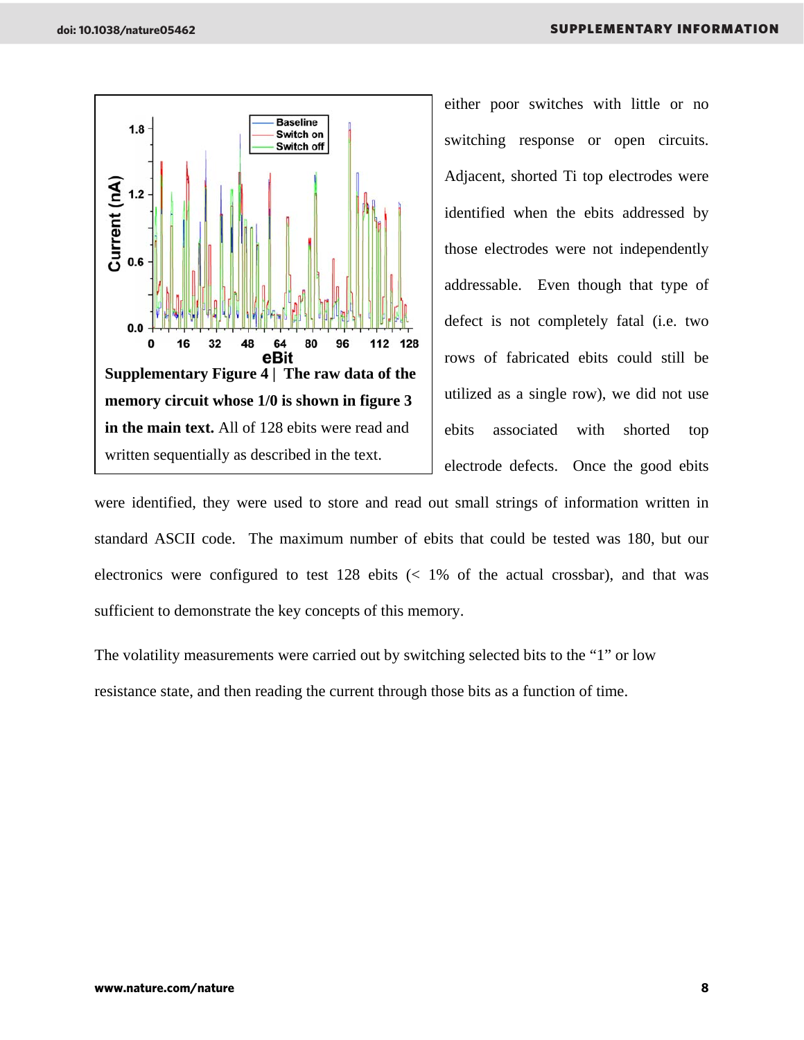**Supplementary Figure 4 | The raw data of the memory circuit whose 1/0 is shown in figure 3 in the main text.** All of 128 ebits were read and written sequentially as described in the text.

either poor switches with little or no switching response or open circuits. Adjacent, shorted Ti top electrodes were identified when the ebits addressed by those electrodes were not independently addressable. Even though that type of defect is not completely fatal (i.e. two rows of fabricated ebits could still be utilized as a single row), we did not use ebits associated with shorted top electrode defects. Once the good ebits were identified, they were used to store and read out small strings of information written in standard ASCII code. The maximum number of ebits that could be tested was 180, but our electronics were configured to test 128 ebits (< 1% of the actual crossbar), and that was sufficient to demonstrate the key concepts of this memory.

The volatility measurements were carried out by switching selected bits to the "1" or low resistance state, and then reading the current through those bits as a function of time.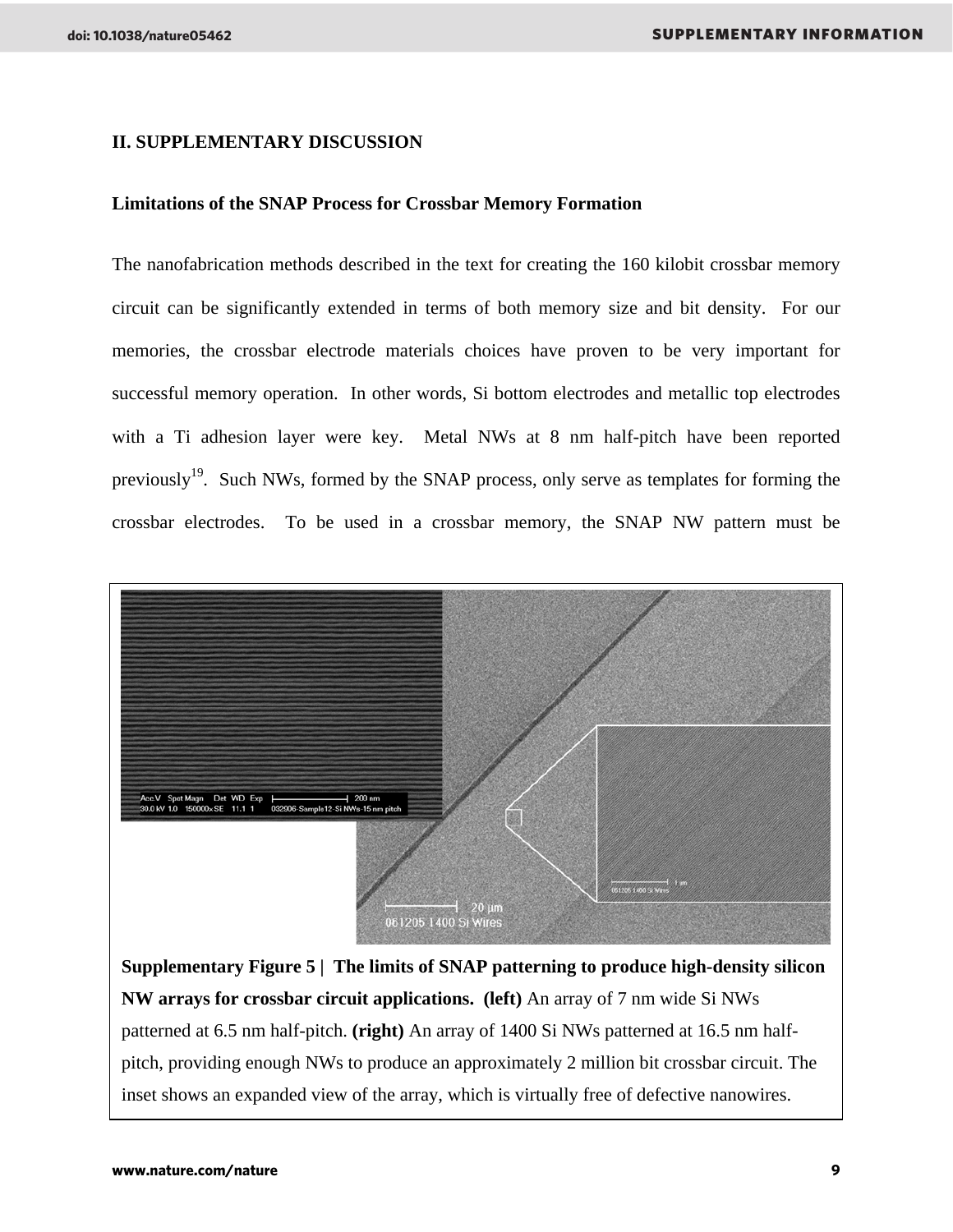## II. SUPPLEMENTARY DISCUSSION

### Limitations of the SNAP Process for Crossbar Memory Formation

The nanofabrication methods described in the text for creating the 160 kilobit crossbar memory circuit can be significantly extended in terms of both memory size and bit density. For our memories, the crossbar electrode materials choices have proven to be very important for successful memory operation. In other words, Si bottom electrodes and metallic top electrodes with a Ti adhesion layer were key. Metal NWs at 8 nm half-pitch have been reported previously[19]. Such NWs, formed by the SNAP process, only serve as templates for forming the crossbar electrodes. To be used in a crossbar memory, the SNAP NW pattern must be

**Supplementary Figure 5 | The limits of SNAP patterning to produce high-density silicon NW arrays for crossbar circuit applications. (left)** An array of 7 nm wide Si NWs patterned at 6.5 nm half-pitch. **(right)** An array of 1400 Si NWs patterned at 16.5 nm half-pitch, providing enough NWs to produce an approximately 2 million bit crossbar circuit. The inset shows an expanded view of the array, which is virtually free of defective nanowires.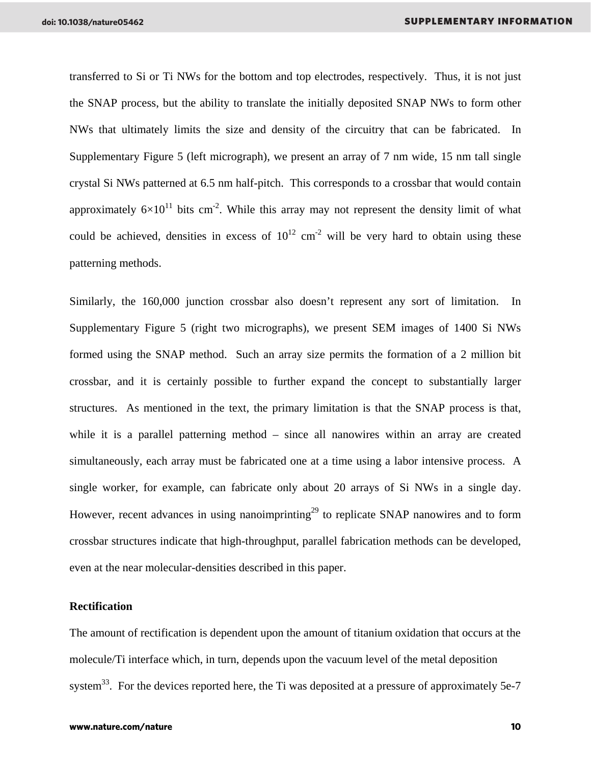transferred to Si or Ti NWs for the bottom and top electrodes, respectively. Thus, it is not just the SNAP process, but the ability to translate the initially deposited SNAP NWs to form other NWs that ultimately limits the size and density of the circuitry that can be fabricated. In Supplementary Figure 5 (left micrograph), we present an array of 7 nm wide, 15 nm tall single crystal Si NWs patterned at 6.5 nm half-pitch. This corresponds to a crossbar that would contain approximately $6\times10^{11}$ bits $cm^{-2}$. While this array may not represent the density limit of what could be achieved, densities in excess of $10^{12}$ $cm^{-2}$ will be very hard to obtain using these patterning methods.

Similarly, the 160,000 junction crossbar also doesn't represent any sort of limitation. In Supplementary Figure 5 (right two micrographs), we present SEM images of 1400 Si NWs formed using the SNAP method. Such an array size permits the formation of a 2 million bit crossbar, and it is certainly possible to further expand the concept to substantially larger structures. As mentioned in the text, the primary limitation is that the SNAP process is that, while it is a parallel patterning method – since all nanowires within an array are created simultaneously, each array must be fabricated one at a time using a labor intensive process. A single worker, for example, can fabricate only about 20 arrays of Si NWs in a single day. However, recent advances in using nanoimprinting[29] to replicate SNAP nanowires and to form crossbar structures indicate that high-throughput, parallel fabrication methods can be developed, even at the near molecular-densities described in this paper.

**Rectification**

The amount of rectification is dependent upon the amount of titanium oxidation that occurs at the molecule/Ti interface which, in turn, depends upon the vacuum level of the metal deposition system[33]. For the devices reported here, the Ti was deposited at a pressure of approximately 5e-7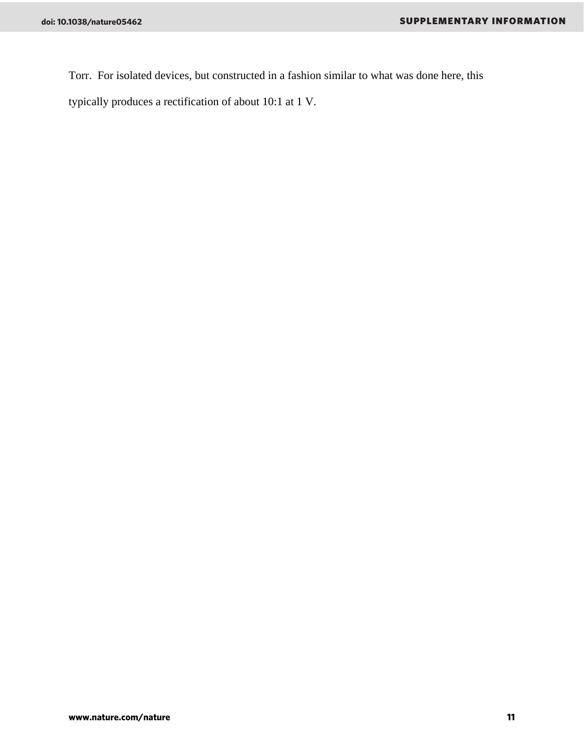Torr. For isolated devices, but constructed in a fashion similar to what was done here, this typically produces a rectification of about 10:1 at 1 V.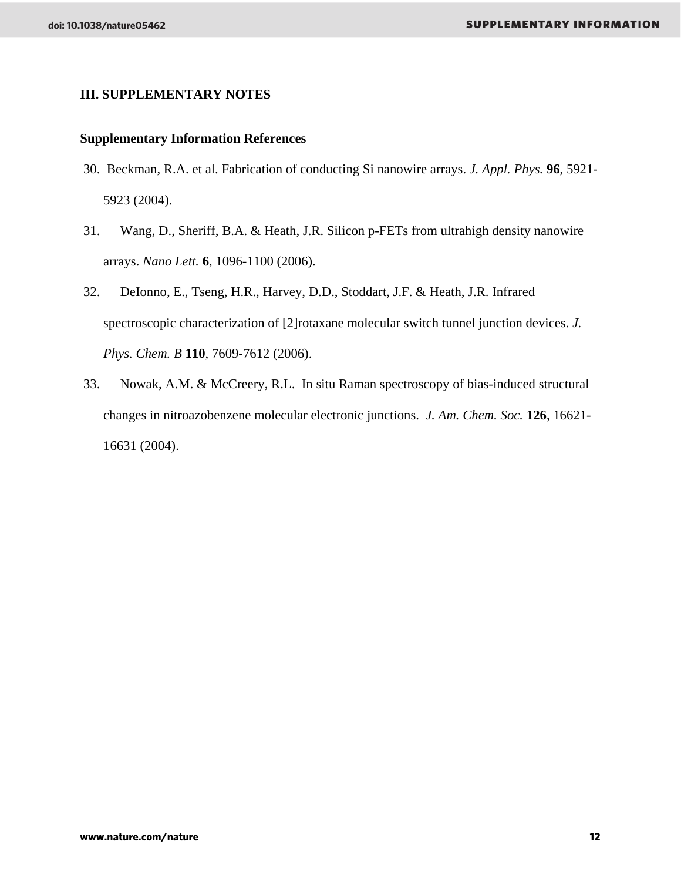## III. SUPPLEMENTARY NOTES

### Supplementary Information References

30. Beckman, R.A. et al. Fabrication of conducting Si nanowire arrays. *J. Appl. Phys.* **96**, 5921-5923 (2004).
31. Wang, D., Sheriff, B.A. & Heath, J.R. Silicon p-FETs from ultrahigh density nanowire arrays. *Nano Lett.* **6**, 1096-1100 (2006).
32. DeIonno, E., Tseng, H.R., Harvey, D.D., Stoddart, J.F. & Heath, J.R. Infrared spectroscopic characterization of [2]rotaxane molecular switch tunnel junction devices. *J. Phys. Chem. B* **110**, 7609-7612 (2006).
33. Nowak, A.M. & McCreery, R.L. In situ Raman spectroscopy of bias-induced structural changes in nitroazobenzene molecular electronic junctions. *J. Am. Chem. Soc.* **126**, 16621-16631 (2004).